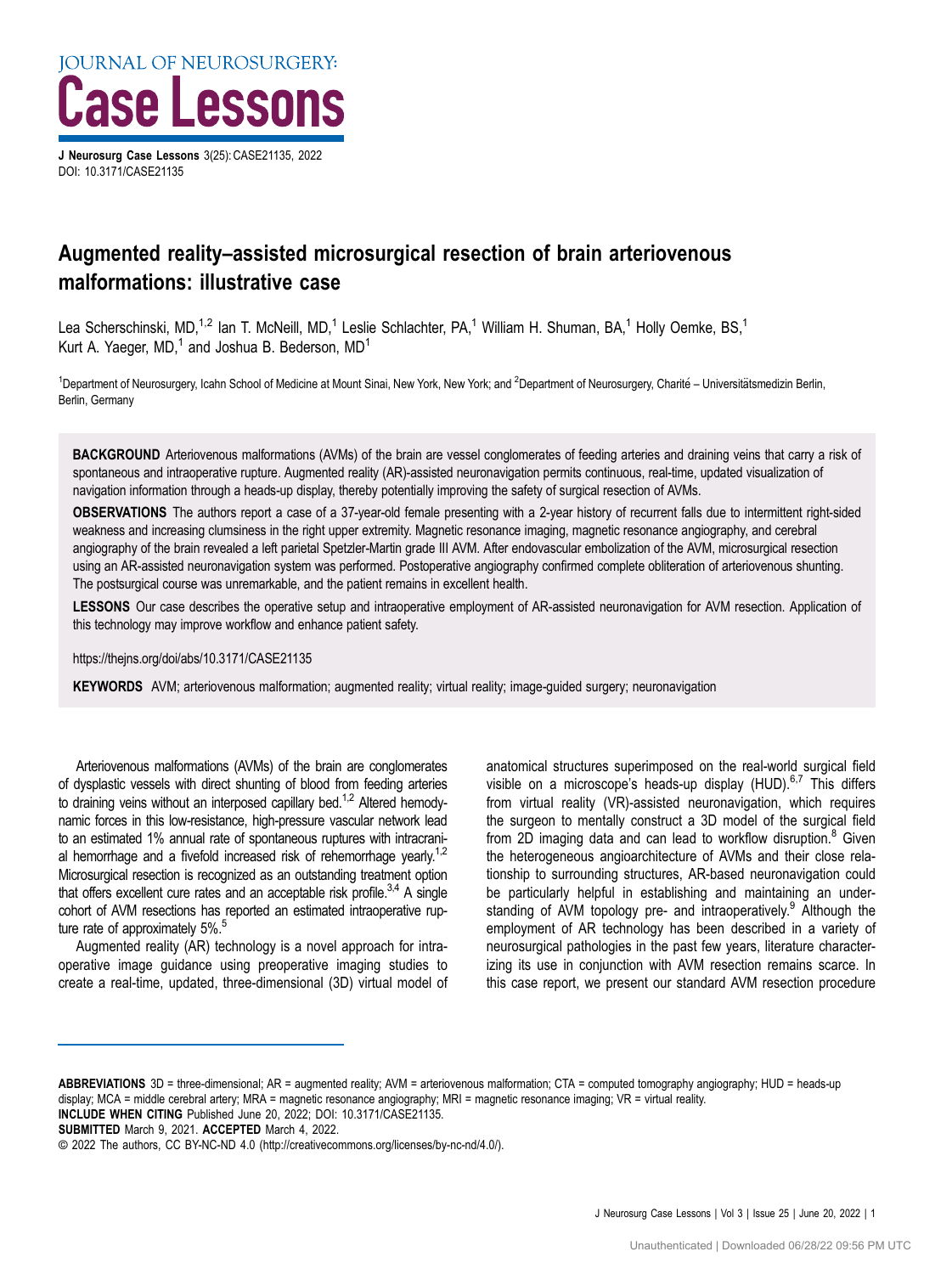JOURNAL OF NEUROSURGERY:

# Case Lessons

**J Neurosurg Case Lessons** 3(25): CASE21135, 2022
DOI: 10.3171/CASE21135

# Augmented reality–assisted microsurgical resection of brain arteriovenous malformations: illustrative case

Lea Scherschinski, MD,[1,2] Ian T. McNeill, MD,[1] Leslie Schlachter, PA,[1] William H. Shuman, BA,[1] Holly Oemke, BS,[1] Kurt A. Yaeger, MD,[1] and Joshua B. Bederson, MD[1]

[1]Department of Neurosurgery, Icahn School of Medicine at Mount Sinai, New York, New York; and [2]Department of Neurosurgery, Charité – Universitätsmedizin Berlin, Berlin, Germany

**BACKGROUND** Arteriovenous malformations (AVMs) of the brain are vessel conglomerates of feeding arteries and draining veins that carry a risk of spontaneous and intraoperative rupture. Augmented reality (AR)-assisted neuronavigation permits continuous, real-time, updated visualization of navigation information through a heads-up display, thereby potentially improving the safety of surgical resection of AVMs.

**OBSERVATIONS** The authors report a case of a 37-year-old female presenting with a 2-year history of recurrent falls due to intermittent right-sided weakness and increasing clumsiness in the right upper extremity. Magnetic resonance imaging, magnetic resonance angiography, and cerebral angiography of the brain revealed a left parietal Spetzler-Martin grade III AVM. After endovascular embolization of the AVM, microsurgical resection using an AR-assisted neuronavigation system was performed. Postoperative angiography confirmed complete obliteration of arteriovenous shunting. The postsurgical course was unremarkable, and the patient remains in excellent health.

**LESSONS** Our case describes the operative setup and intraoperative employment of AR-assisted neuronavigation for AVM resection. Application of this technology may improve workflow and enhance patient safety.

https://thejns.org/doi/abs/10.3171/CASE21135

**KEYWORDS** AVM; arteriovenous malformation; augmented reality; virtual reality; image-guided surgery; neuronavigation

Arteriovenous malformations (AVMs) of the brain are conglomerates of dysplastic vessels with direct shunting of blood from feeding arteries to draining veins without an interposed capillary bed.[1,2] Altered hemodynamic forces in this low-resistance, high-pressure vascular network lead to an estimated 1% annual rate of spontaneous ruptures with intracranial hemorrhage and a fivefold increased risk of rehemorrhage yearly.[1,2] Microsurgical resection is recognized as an outstanding treatment option that offers excellent cure rates and an acceptable risk profile.[3,4] A single cohort of AVM resections has reported an estimated intraoperative rupture rate of approximately 5%.[5]

Augmented reality (AR) technology is a novel approach for intraoperative image guidance using preoperative imaging studies to create a real-time, updated, three-dimensional (3D) virtual model of anatomical structures superimposed on the real-world surgical field visible on a microscope's heads-up display (HUD).[6,7] This differs from virtual reality (VR)-assisted neuronavigation, which requires the surgeon to mentally construct a 3D model of the surgical field from 2D imaging data and can lead to workflow disruption.[8] Given the heterogeneous angioarchitecture of AVMs and their close relationship to surrounding structures, AR-based neuronavigation could be particularly helpful in establishing and maintaining an understanding of AVM topology pre- and intraoperatively.[9] Although the employment of AR technology has been described in a variety of neurosurgical pathologies in the past few years, literature characterizing its use in conjunction with AVM resection remains scarce. In this case report, we present our standard AVM resection procedure

**ABBREVIATIONS** 3D = three-dimensional; AR = augmented reality; AVM = arteriovenous malformation; CTA = computed tomography angiography; HUD = heads-up display; MCA = middle cerebral artery; MRA = magnetic resonance angiography; MRI = magnetic resonance imaging; VR = virtual reality.
**INCLUDE WHEN CITING** Published June 20, 2022; DOI: 10.3171/CASE21135.
**SUBMITTED** March 9, 2021. **ACCEPTED** March 4, 2022.
© 2022 The authors, CC BY-NC-ND 4.0 (http://creativecommons.org/licenses/by-nc-nd/4.0/).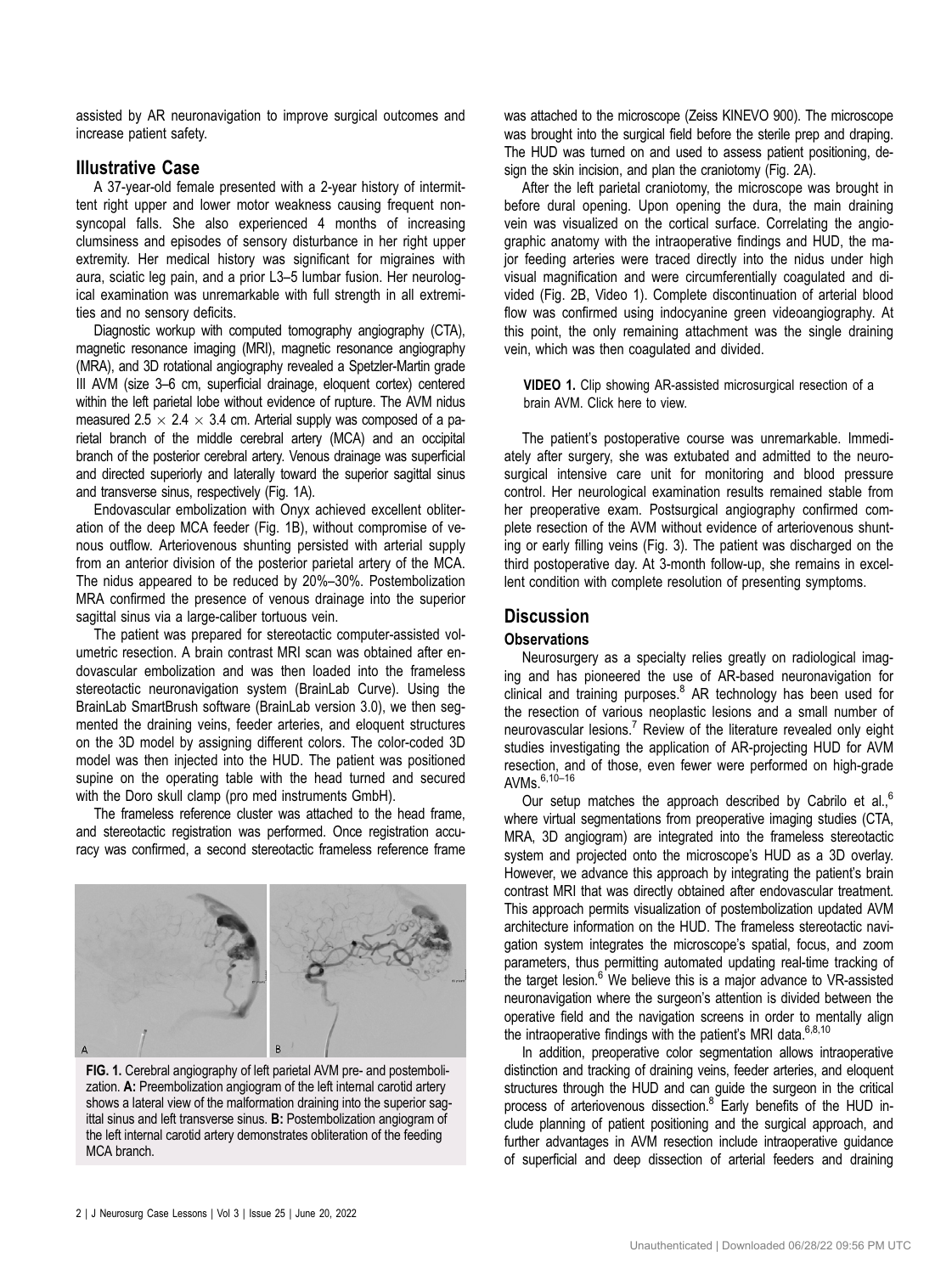assisted by AR neuronavigation to improve surgical outcomes and increase patient safety.

## Illustrative Case

A 37-year-old female presented with a 2-year history of intermittent right upper and lower motor weakness causing frequent nonsyncopal falls. She also experienced 4 months of increasing clumsiness and episodes of sensory disturbance in her right upper extremity. Her medical history was significant for migraines with aura, sciatic leg pain, and a prior L3–5 lumbar fusion. Her neurological examination was unremarkable with full strength in all extremities and no sensory deficits.

Diagnostic workup with computed tomography angiography (CTA), magnetic resonance imaging (MRI), magnetic resonance angiography (MRA), and 3D rotational angiography revealed a Spetzler-Martin grade III AVM (size 3–6 cm, superficial drainage, eloquent cortex) centered within the left parietal lobe without evidence of rupture. The AVM nidus measured $2.5 \times 2.4 \times 3.4$ cm. Arterial supply was composed of a parietal branch of the middle cerebral artery (MCA) and an occipital branch of the posterior cerebral artery. Venous drainage was superficial and directed superiorly and laterally toward the superior sagittal sinus and transverse sinus, respectively (Fig. 1A).

Endovascular embolization with Onyx achieved excellent obliteration of the deep MCA feeder (Fig. 1B), without compromise of venous outflow. Arteriovenous shunting persisted with arterial supply from an anterior division of the posterior parietal artery of the MCA. The nidus appeared to be reduced by 20%–30%. Postembolization MRA confirmed the presence of venous drainage into the superior sagittal sinus via a large-caliber tortuous vein.

The patient was prepared for stereotactic computer-assisted volumetric resection. A brain contrast MRI scan was obtained after endovascular embolization and was then loaded into the frameless stereotactic neuronavigation system (BrainLab Curve). Using the BrainLab SmartBrush software (BrainLab version 3.0), we then segmented the draining veins, feeder arteries, and eloquent structures on the 3D model by assigning different colors. The color-coded 3D model was then injected into the HUD. The patient was positioned supine on the operating table with the head turned and secured with the Doro skull clamp (pro med instruments GmbH).

The frameless reference cluster was attached to the head frame, and stereotactic registration was performed. Once registration accuracy was confirmed, a second stereotactic frameless reference frame was attached to the microscope (Zeiss KINEVO 900). The microscope was brought into the surgical field before the sterile prep and draping. The HUD was turned on and used to assess patient positioning, design the skin incision, and plan the craniotomy (Fig. 2A).

FIG. 1. Cerebral angiography of left parietal AVM pre- and postembolization. **A:** Preembolization angiogram of the left internal carotid artery shows a lateral view of the malformation draining into the superior sagittal sinus and left transverse sinus. **B:** Postembolization angiogram of the left internal carotid artery demonstrates obliteration of the feeding MCA branch.

After the left parietal craniotomy, the microscope was brought in before dural opening. Upon opening the dura, the main draining vein was visualized on the cortical surface. Correlating the angiographic anatomy with the intraoperative findings and HUD, the major feeding arteries were traced directly into the nidus under high visual magnification and were circumferentially coagulated and divided (Fig. 2B, Video 1). Complete discontinuation of arterial blood flow was confirmed using indocyanine green videoangiography. At this point, the only remaining attachment was the single draining vein, which was then coagulated and divided.

**VIDEO 1.** Clip showing AR-assisted microsurgical resection of a brain AVM. Click here to view.

The patient's postoperative course was unremarkable. Immediately after surgery, she was extubated and admitted to the neurosurgical intensive care unit for monitoring and blood pressure control. Her neurological examination results remained stable from her preoperative exam. Postsurgical angiography confirmed complete resection of the AVM without evidence of arteriovenous shunting or early filling veins (Fig. 3). The patient was discharged on the third postoperative day. At 3-month follow-up, she remains in excellent condition with complete resolution of presenting symptoms.

## Discussion

### Observations

Neurosurgery as a specialty relies greatly on radiological imaging and has pioneered the use of AR-based neuronavigation for clinical and training purposes.[8] AR technology has been used for the resection of various neoplastic lesions and a small number of neurovascular lesions.[7] Review of the literature revealed only eight studies investigating the application of AR-projecting HUD for AVM resection, and of those, even fewer were performed on high-grade AVMs.[6,10–16]

Our setup matches the approach described by Cabrilo et al.,[6] where virtual segmentations from preoperative imaging studies (CTA, MRA, 3D angiogram) are integrated into the frameless stereotactic system and projected onto the microscope's HUD as a 3D overlay. However, we advance this approach by integrating the patient's brain contrast MRI that was directly obtained after endovascular treatment. This approach permits visualization of postembolization updated AVM architecture information on the HUD. The frameless stereotactic navigation system integrates the microscope's spatial, focus, and zoom parameters, thus permitting automated updating real-time tracking of the target lesion.[6] We believe this is a major advance to VR-assisted neuronavigation where the surgeon's attention is divided between the operative field and the navigation screens in order to mentally align the intraoperative findings with the patient's MRI data.[6,8,10]

In addition, preoperative color segmentation allows intraoperative distinction and tracking of draining veins, feeder arteries, and eloquent structures through the HUD and can guide the surgeon in the critical process of arteriovenous dissection.[8] Early benefits of the HUD include planning of patient positioning and the surgical approach, and further advantages in AVM resection include intraoperative guidance of superficial and deep dissection of arterial feeders and draining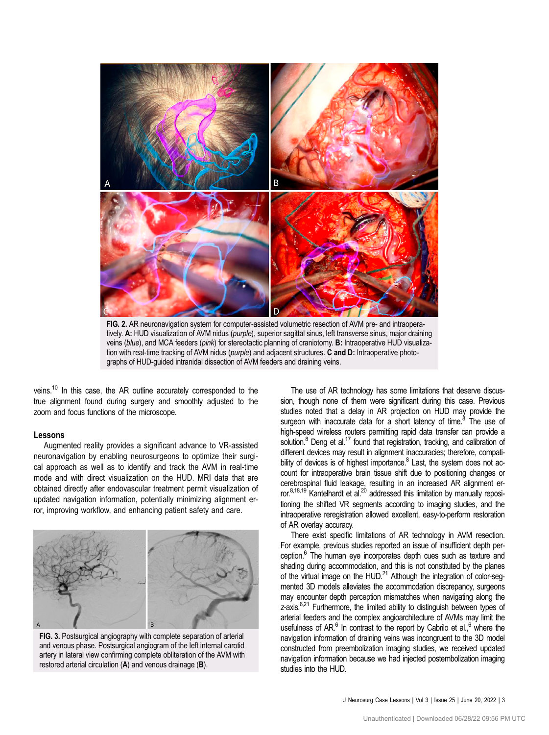FIG. 2. AR neuronavigation system for computer-assisted volumetric resection of AVM pre- and intraoperatively. **A:** HUD visualization of AVM nidus (*purple*), superior sagittal sinus, left transverse sinus, major draining veins (*blue*), and MCA feeders (*pink*) for stereotactic planning of craniotomy. **B:** Intraoperative HUD visualization with real-time tracking of AVM nidus (*purple*) and adjacent structures. **C and D:** Intraoperative photographs of HUD-guided intranidal dissection of AVM feeders and draining veins.

veins.[10] In this case, the AR outline accurately corresponded to the true alignment found during surgery and smoothly adjusted to the zoom and focus functions of the microscope.

### Lessons

Augmented reality provides a significant advance to VR-assisted neuronavigation by enabling neurosurgeons to optimize their surgical approach as well as to identify and track the AVM in real-time mode and with direct visualization on the HUD. MRI data that are obtained directly after endovascular treatment permit visualization of updated navigation information, potentially minimizing alignment error, improving workflow, and enhancing patient safety and care.

FIG. 3. Postsurgical angiography with complete separation of arterial and venous phase. Postsurgical angiogram of the left internal carotid artery in lateral view confirming complete obliteration of the AVM with restored arterial circulation (**A**) and venous drainage (**B**).

The use of AR technology has some limitations that deserve discussion, though none of them were significant during this case. Previous studies noted that a delay in AR projection on HUD may provide the surgeon with inaccurate data for a short latency of time.[8] The use of high-speed wireless routers permitting rapid data transfer can provide a solution.[8] Deng et al.[17] found that registration, tracking, and calibration of different devices may result in alignment inaccuracies; therefore, compatibility of devices is of highest importance.[8] Last, the system does not account for intraoperative brain tissue shift due to positioning changes or cerebrospinal fluid leakage, resulting in an increased AR alignment error.[8,18,19] Kantelhardt et al.[20] addressed this limitation by manually repositioning the shifted VR segments according to imaging studies, and the intraoperative reregistration allowed excellent, easy-to-perform restoration of AR overlay accuracy.

There exist specific limitations of AR technology in AVM resection. For example, previous studies reported an issue of insufficient depth perception.[6] The human eye incorporates depth cues such as texture and shading during accommodation, and this is not constituted by the planes of the virtual image on the HUD.[21] Although the integration of color-segmented 3D models alleviates the accommodation discrepancy, surgeons may encounter depth perception mismatches when navigating along the *z*-axis.[6,21] Furthermore, the limited ability to distinguish between types of arterial feeders and the complex angioarchitecture of AVMs may limit the usefulness of AR.[6] In contrast to the report by Cabrilo et al.,[6] where the navigation information of draining veins was incongruent to the 3D model constructed from preembolization imaging studies, we received updated navigation information because we had injected postembolization imaging studies into the HUD.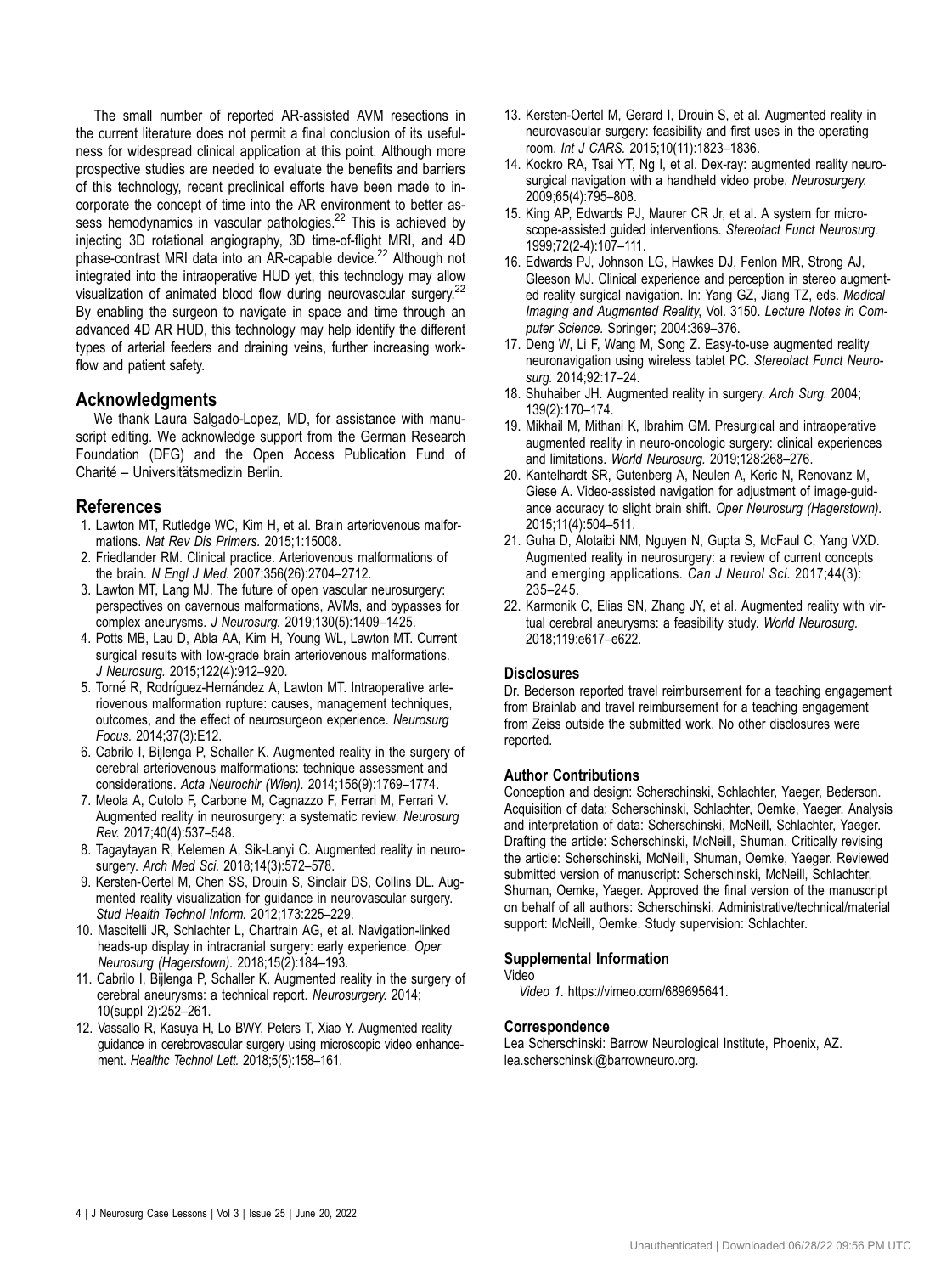The small number of reported AR-assisted AVM resections in the current literature does not permit a final conclusion of its usefulness for widespread clinical application at this point. Although more prospective studies are needed to evaluate the benefits and barriers of this technology, recent preclinical efforts have been made to incorporate the concept of time into the AR environment to better assess hemodynamics in vascular pathologies.[22] This is achieved by injecting 3D rotational angiography, 3D time-of-flight MRI, and 4D phase-contrast MRI data into an AR-capable device.[22] Although not integrated into the intraoperative HUD yet, this technology may allow visualization of animated blood flow during neurovascular surgery.[22] By enabling the surgeon to navigate in space and time through an advanced 4D AR HUD, this technology may help identify the different types of arterial feeders and draining veins, further increasing workflow and patient safety.

## Acknowledgments

We thank Laura Salgado-Lopez, MD, for assistance with manuscript editing. We acknowledge support from the German Research Foundation (DFG) and the Open Access Publication Fund of Charité – Universitätsmedizin Berlin.

## References

1. Lawton MT, Rutledge WC, Kim H, et al. Brain arteriovenous malformations. *Nat Rev Dis Primers.* 2015;1:15008.
2. Friedlander RM. Clinical practice. Arteriovenous malformations of the brain. *N Engl J Med.* 2007;356(26):2704–2712.
3. Lawton MT, Lang MJ. The future of open vascular neurosurgery: perspectives on cavernous malformations, AVMs, and bypasses for complex aneurysms. *J Neurosurg.* 2019;130(5):1409–1425.
4. Potts MB, Lau D, Abla AA, Kim H, Young WL, Lawton MT. Current surgical results with low-grade brain arteriovenous malformations. *J Neurosurg.* 2015;122(4):912–920.
5. Torné R, Rodríguez-Hernández A, Lawton MT. Intraoperative arteriovenous malformation rupture: causes, management techniques, outcomes, and the effect of neurosurgeon experience. *Neurosurg Focus.* 2014;37(3):E12.
6. Cabrilo I, Bijlenga P, Schaller K. Augmented reality in the surgery of cerebral arteriovenous malformations: technique assessment and considerations. *Acta Neurochir (Wien).* 2014;156(9):1769–1774.
7. Meola A, Cutolo F, Carbone M, Cagnazzo F, Ferrari M, Ferrari V. Augmented reality in neurosurgery: a systematic review. *Neurosurg Rev.* 2017;40(4):537–548.
8. Tagaytayan R, Kelemen A, Sik-Lanyi C. Augmented reality in neurosurgery. *Arch Med Sci.* 2018;14(3):572–578.
9. Kersten-Oertel M, Chen SS, Drouin S, Sinclair DS, Collins DL. Augmented reality visualization for guidance in neurovascular surgery. *Stud Health Technol Inform.* 2012;173:225–229.
10. Mascitelli JR, Schlachter L, Chartrain AG, et al. Navigation-linked heads-up display in intracranial surgery: early experience. *Oper Neurosurg (Hagerstown).* 2018;15(2):184–193.
11. Cabrilo I, Bijlenga P, Schaller K. Augmented reality in the surgery of cerebral aneurysms: a technical report. *Neurosurgery.* 2014; 10(suppl 2):252–261.
12. Vassallo R, Kasuya H, Lo BWY, Peters T, Xiao Y. Augmented reality guidance in cerebrovascular surgery using microscopic video enhancement. *Healthc Technol Lett.* 2018;5(5):158–161.
13. Kersten-Oertel M, Gerard I, Drouin S, et al. Augmented reality in neurovascular surgery: feasibility and first uses in the operating room. *Int J CARS.* 2015;10(11):1823–1836.
14. Kockro RA, Tsai YT, Ng I, et al. Dex-ray: augmented reality neurosurgical navigation with a handheld video probe. *Neurosurgery.* 2009;65(4):795–808.
15. King AP, Edwards PJ, Maurer CR Jr, et al. A system for microscope-assisted guided interventions. *Stereotact Funct Neurosurg.* 1999;72(2-4):107–111.
16. Edwards PJ, Johnson LG, Hawkes DJ, Fenlon MR, Strong AJ, Gleeson MJ. Clinical experience and perception in stereo augmented reality surgical navigation. In: Yang GZ, Jiang TZ, eds. *Medical Imaging and Augmented Reality*, Vol. 3150. *Lecture Notes in Computer Science.* Springer; 2004:369–376.
17. Deng W, Li F, Wang M, Song Z. Easy-to-use augmented reality neuronavigation using wireless tablet PC. *Stereotact Funct Neurosurg.* 2014;92:17–24.
18. Shuhaiber JH. Augmented reality in surgery. *Arch Surg.* 2004; 139(2):170–174.
19. Mikhail M, Mithani K, Ibrahim GM. Presurgical and intraoperative augmented reality in neuro-oncologic surgery: clinical experiences and limitations. *World Neurosurg.* 2019;128:268–276.
20. Kantelhardt SR, Gutenberg A, Neulen A, Keric N, Renovanz M, Giese A. Video-assisted navigation for adjustment of image-guidance accuracy to slight brain shift. *Oper Neurosurg (Hagerstown).* 2015;11(4):504–511.
21. Guha D, Alotaibi NM, Nguyen N, Gupta S, McFaul C, Yang VXD. Augmented reality in neurosurgery: a review of current concepts and emerging applications. *Can J Neurol Sci.* 2017;44(3): 235–245.
22. Karmonik C, Elias SN, Zhang JY, et al. Augmented reality with virtual cerebral aneurysms: a feasibility study. *World Neurosurg.* 2018;119:e617–e622.

### Disclosures

Dr. Bederson reported travel reimbursement for a teaching engagement from Brainlab and travel reimbursement for a teaching engagement from Zeiss outside the submitted work. No other disclosures were reported.

### Author Contributions

Conception and design: Scherschinski, Schlachter, Yaeger, Bederson. Acquisition of data: Scherschinski, Schlachter, Oemke, Yaeger. Analysis and interpretation of data: Scherschinski, McNeill, Schlachter, Yaeger. Drafting the article: Scherschinski, McNeill, Shuman. Critically revising the article: Scherschinski, McNeill, Shuman, Oemke, Yaeger. Reviewed submitted version of manuscript: Scherschinski, McNeill, Schlachter, Shuman, Oemke, Yaeger. Approved the final version of the manuscript on behalf of all authors: Scherschinski. Administrative/technical/material support: McNeill, Oemke. Study supervision: Schlachter.

### Supplemental Information

Video

*Video 1.* https://vimeo.com/689695641.

### Correspondence

Lea Scherschinski: Barrow Neurological Institute, Phoenix, AZ. lea.scherschinski@barrowneuro.org.